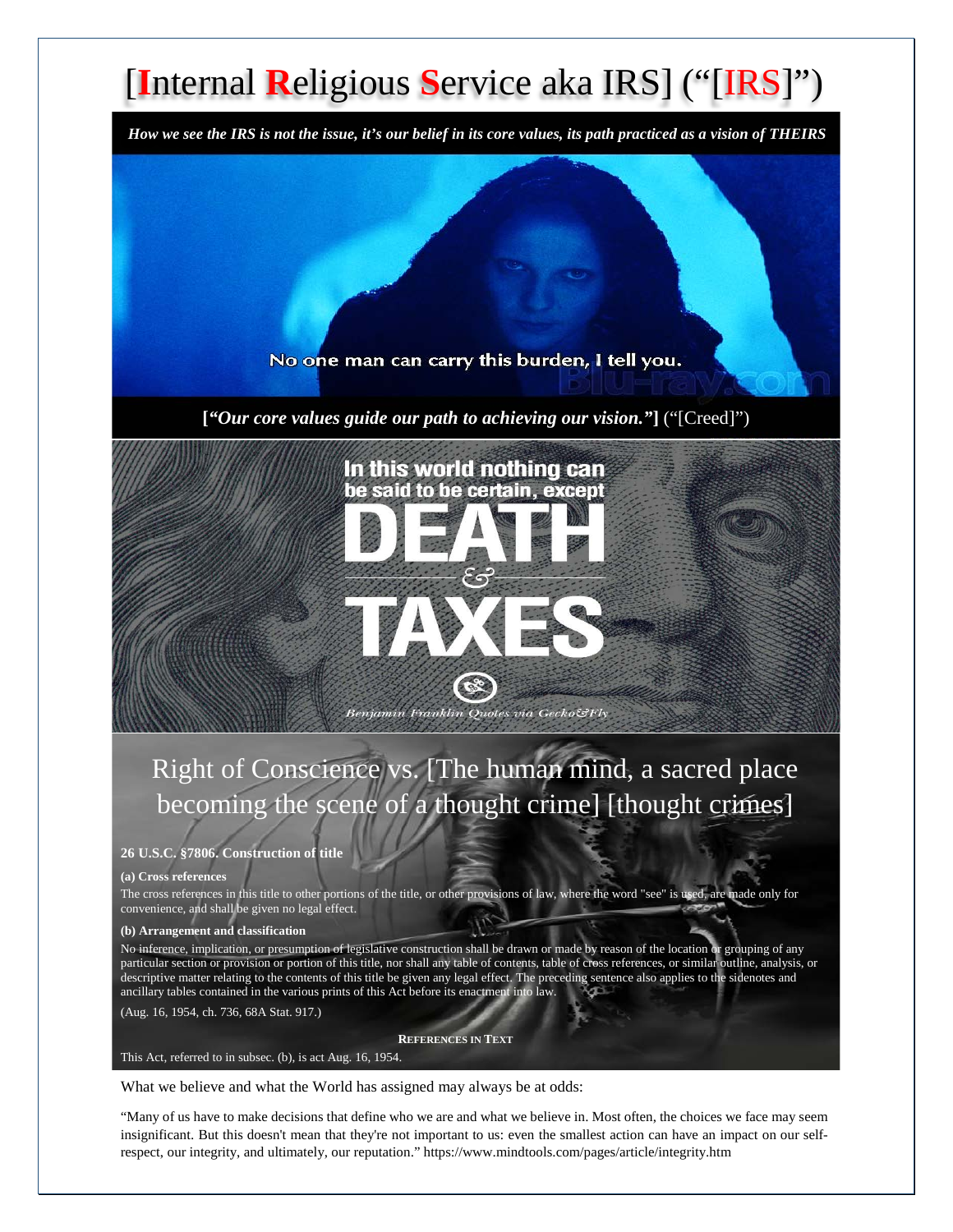# [Internal Religious Service aka IRS] ("[IRS]")

***How we see the IRS is not the issue, it's our belief in its core values, its path practiced as a vision of THEIRS***

No one man can carry this burden, I tell you.

**[*"Our core values guide our path to achieving our vision."*]** ("[Creed]")

In this world nothing can be said to be certain, except DEATH & TAXES

*Benjamin Franklin Quotes via Gecko&Fly*

## Right of Conscience vs. [The human mind, a sacred place becoming the scene of a thought crime] [thought crimes]

**26 U.S.C. §7806. Construction of title**

**(a) Cross references**

The cross references in this title to other portions of the title, or other provisions of law, where the word "see" is used, are made only for convenience, and shall be given no legal effect.

**(b) Arrangement and classification**

No inference, implication, or presumption of legislative construction shall be drawn or made by reason of the location or grouping of any particular section or provision or portion of this title, nor shall any table of contents, table of cross references, or similar outline, analysis, or descriptive matter relating to the contents of this title be given any legal effect. The preceding sentence also applies to the sidenotes and ancillary tables contained in the various prints of this Act before its enactment into law.

(Aug. 16, 1954, ch. 736, 68A Stat. 917.)

**REFERENCES IN TEXT**

This Act, referred to in subsec. (b), is act Aug. 16, 1954.

What we believe and what the World has assigned may always be at odds:

"Many of us have to make decisions that define who we are and what we believe in. Most often, the choices we face may seem insignificant. But this doesn't mean that they're not important to us: even the smallest action can have an impact on our self-respect, our integrity, and ultimately, our reputation." https://www.mindtools.com/pages/article/integrity.htm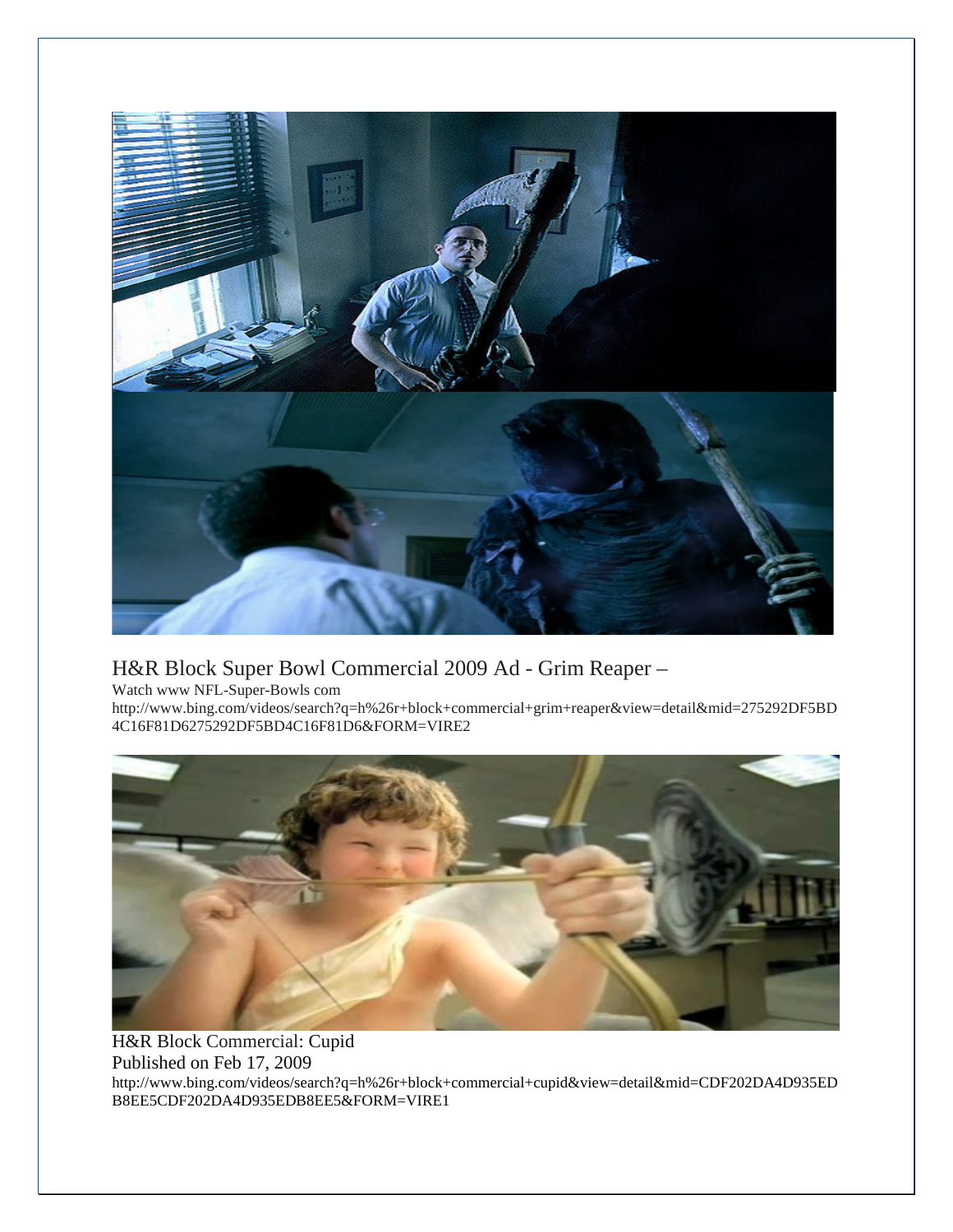H&R Block Super Bowl Commercial 2009 Ad - Grim Reaper –

Watch www NFL-Super-Bowls com

http://www.bing.com/videos/search?q=h%26r+block+commercial+grim+reaper&view=detail&mid=275292DF5BD4C16F81D6275292DF5BD4C16F81D6&FORM=VIRE2

H&R Block Commercial: Cupid

Published on Feb 17, 2009

http://www.bing.com/videos/search?q=h%26r+block+commercial+cupid&view=detail&mid=CDF202DA4D935EDB8EE5CDF202DA4D935EDB8EE5&FORM=VIRE1